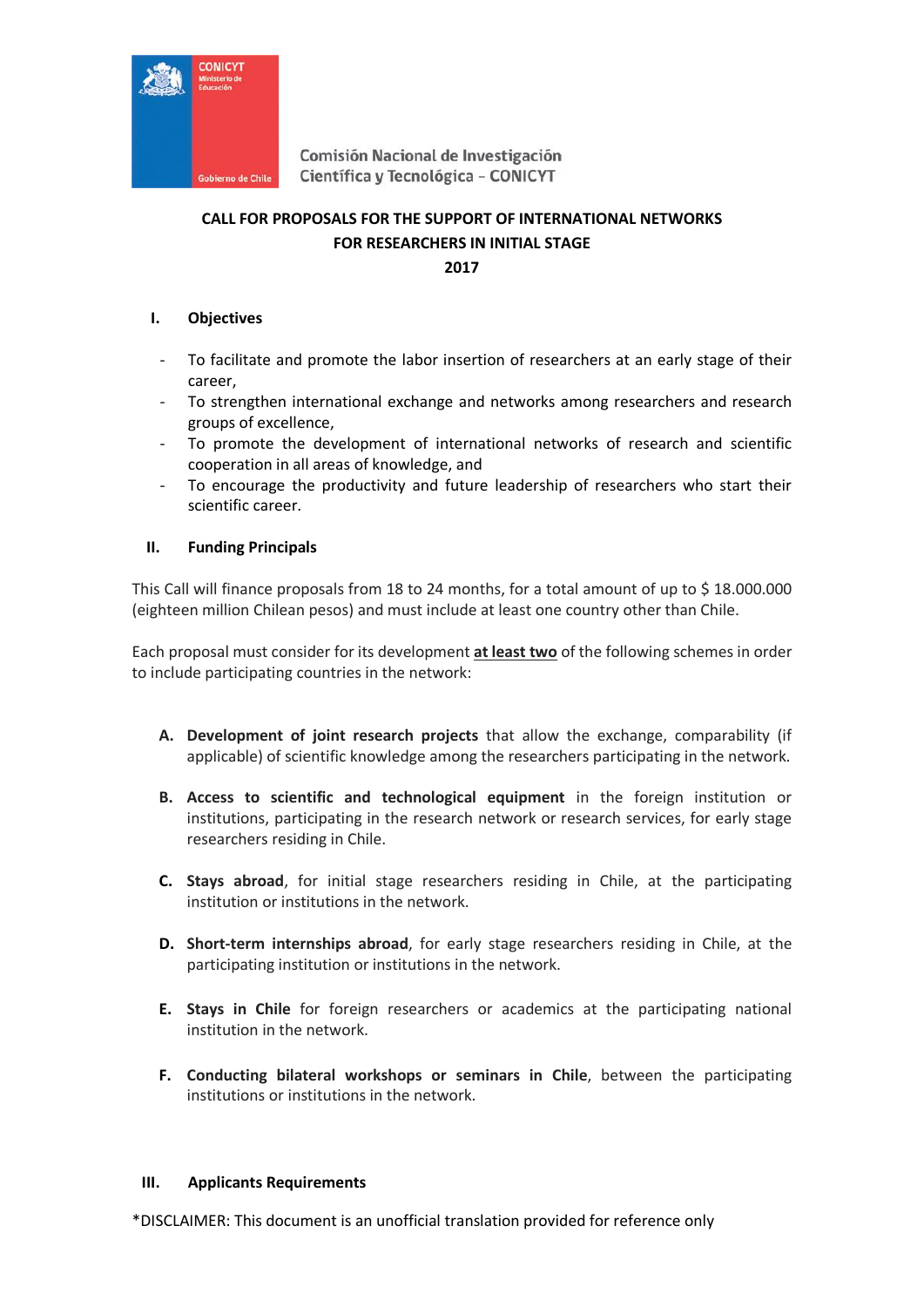Comisión Nacional de Investigación Científica y Tecnológica – CONICYT

**CALL FOR PROPOSALS FOR THE SUPPORT OF INTERNATIONAL NETWORKS FOR RESEARCHERS IN INITIAL STAGE**

**2017**

## I. Objectives

- To facilitate and promote the labor insertion of researchers at an early stage of their career,
- To strengthen international exchange and networks among researchers and research groups of excellence,
- To promote the development of international networks of research and scientific cooperation in all areas of knowledge, and
- To encourage the productivity and future leadership of researchers who start their scientific career.

## II. Funding Principals

This Call will finance proposals from 18 to 24 months, for a total amount of up to $ 18.000.000 (eighteen million Chilean pesos) and must include at least one country other than Chile.

Each proposal must consider for its development **at least two** of the following schemes in order to include participating countries in the network:

A. **Development of joint research projects** that allow the exchange, comparability (if applicable) of scientific knowledge among the researchers participating in the network.

B. **Access to scientific and technological equipment** in the foreign institution or institutions, participating in the research network or research services, for early stage researchers residing in Chile.

C. **Stays abroad**, for initial stage researchers residing in Chile, at the participating institution or institutions in the network.

D. **Short-term internships abroad**, for early stage researchers residing in Chile, at the participating institution or institutions in the network.

E. **Stays in Chile** for foreign researchers or academics at the participating national institution in the network.

F. **Conducting bilateral workshops or seminars in Chile**, between the participating institutions or institutions in the network.

## III. Applicants Requirements

*DISCLAIMER: This document is an unofficial translation provided for reference only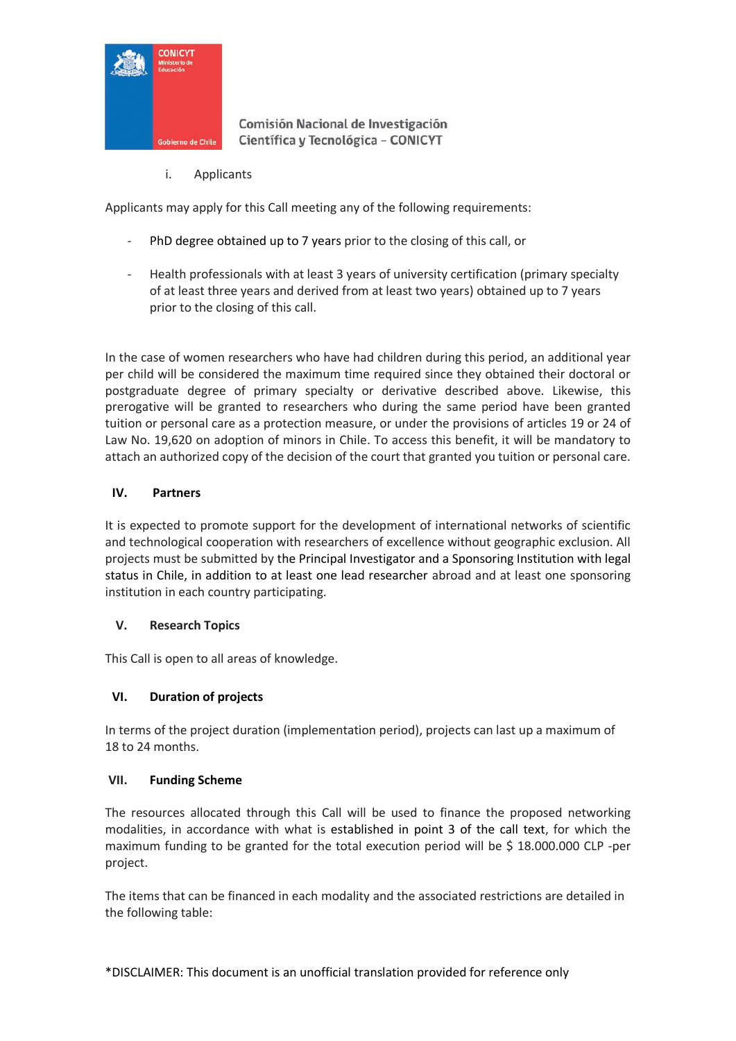i. Applicants

Applicants may apply for this Call meeting any of the following requirements:

- PhD degree obtained up to 7 years prior to the closing of this call, or
- Health professionals with at least 3 years of university certification (primary specialty of at least three years and derived from at least two years) obtained up to 7 years prior to the closing of this call.

In the case of women researchers who have had children during this period, an additional year per child will be considered the maximum time required since they obtained their doctoral or postgraduate degree of primary specialty or derivative described above. Likewise, this prerogative will be granted to researchers who during the same period have been granted tuition or personal care as a protection measure, or under the provisions of articles 19 or 24 of Law No. 19,620 on adoption of minors in Chile. To access this benefit, it will be mandatory to attach an authorized copy of the decision of the court that granted you tuition or personal care.

## IV. Partners

It is expected to promote support for the development of international networks of scientific and technological cooperation with researchers of excellence without geographic exclusion. All projects must be submitted by the Principal Investigator and a Sponsoring Institution with legal status in Chile, in addition to at least one lead researcher abroad and at least one sponsoring institution in each country participating.

## V. Research Topics

This Call is open to all areas of knowledge.

## VI. Duration of projects

In terms of the project duration (implementation period), projects can last up a maximum of 18 to 24 months.

## VII. Funding Scheme

The resources allocated through this Call will be used to finance the proposed networking modalities, in accordance with what is established in point 3 of the call text, for which the maximum funding to be granted for the total execution period will be $ 18.000.000 CLP -per project.

The items that can be financed in each modality and the associated restrictions are detailed in the following table:

*DISCLAIMER: This document is an unofficial translation provided for reference only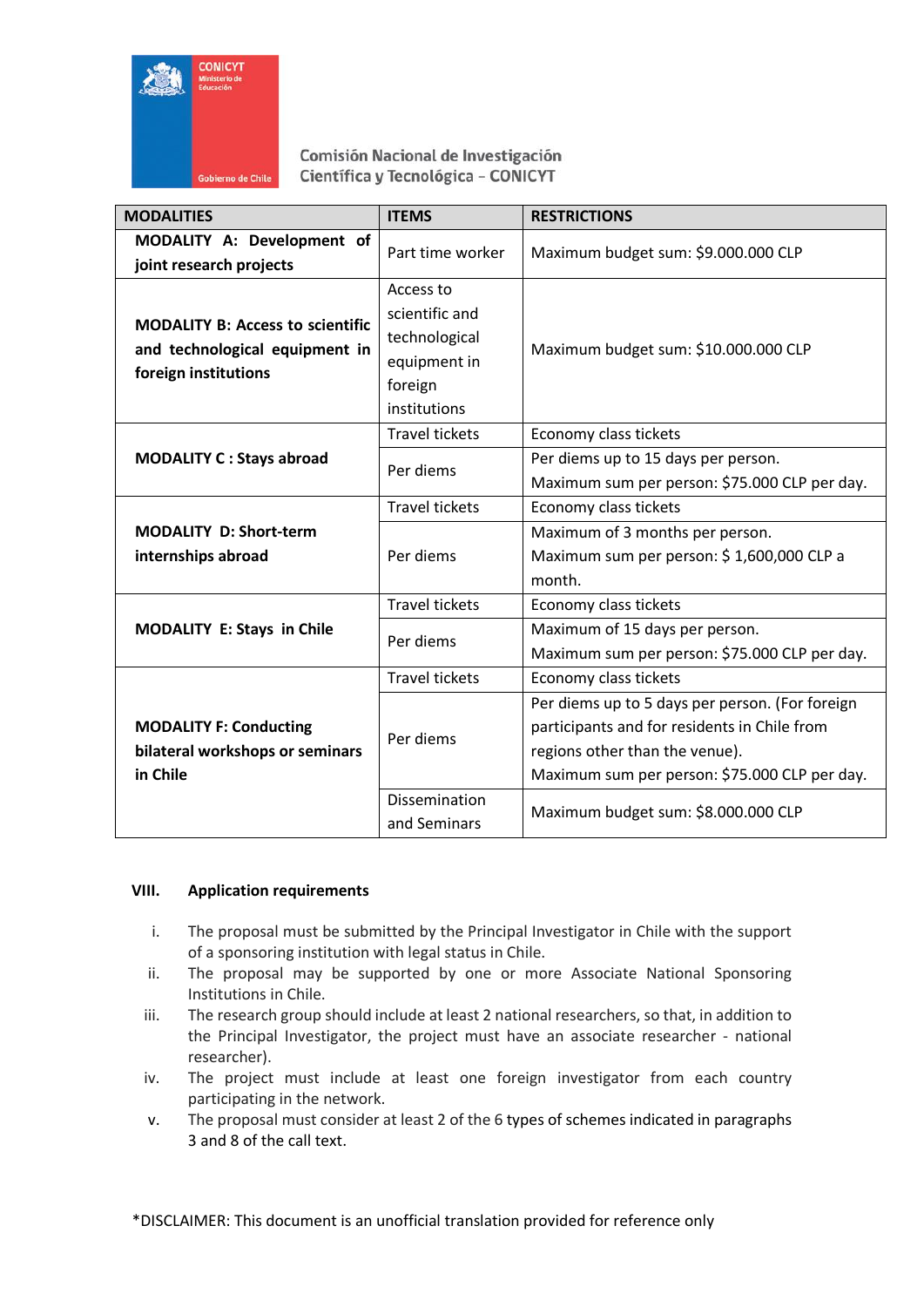Comisión Nacional de Investigación Científica y Tecnológica – CONICYT

| MODALITIES | ITEMS | RESTRICTIONS |
|---|---|---|
| **MODALITY A: Development of joint research projects** | Part time worker | Maximum budget sum: $9.000.000 CLP |
| **MODALITY B: Access to scientific and technological equipment in foreign institutions** | Access to scientific and technological equipment in foreign institutions | Maximum budget sum: $10.000.000 CLP |
| **MODALITY C : Stays abroad** | Travel tickets | Economy class tickets |
| | Per diems | Per diems up to 15 days per person. Maximum sum per person: $75.000 CLP per day. |
| **MODALITY D: Short-term internships abroad** | Travel tickets | Economy class tickets |
| | Per diems | Maximum of 3 months per person. Maximum sum per person: $ 1,600,000 CLP a month. |
| **MODALITY E: Stays in Chile** | Travel tickets | Economy class tickets |
| | Per diems | Maximum of 15 days per person. Maximum sum per person: $75.000 CLP per day. |
| **MODALITY F: Conducting bilateral workshops or seminars in Chile** | Travel tickets | Economy class tickets |
| | Per diems | Per diems up to 5 days per person. (For foreign participants and for residents in Chile from regions other than the venue). Maximum sum per person: $75.000 CLP per day. |
| | Dissemination and Seminars | Maximum budget sum: $8.000.000 CLP |

## VIII. Application requirements

i. The proposal must be submitted by the Principal Investigator in Chile with the support of a sponsoring institution with legal status in Chile.

ii. The proposal may be supported by one or more Associate National Sponsoring Institutions in Chile.

iii. The research group should include at least 2 national researchers, so that, in addition to the Principal Investigator, the project must have an associate researcher - national researcher).

iv. The project must include at least one foreign investigator from each country participating in the network.

v. The proposal must consider at least 2 of the 6 types of schemes indicated in paragraphs 3 and 8 of the call text.

*DISCLAIMER: This document is an unofficial translation provided for reference only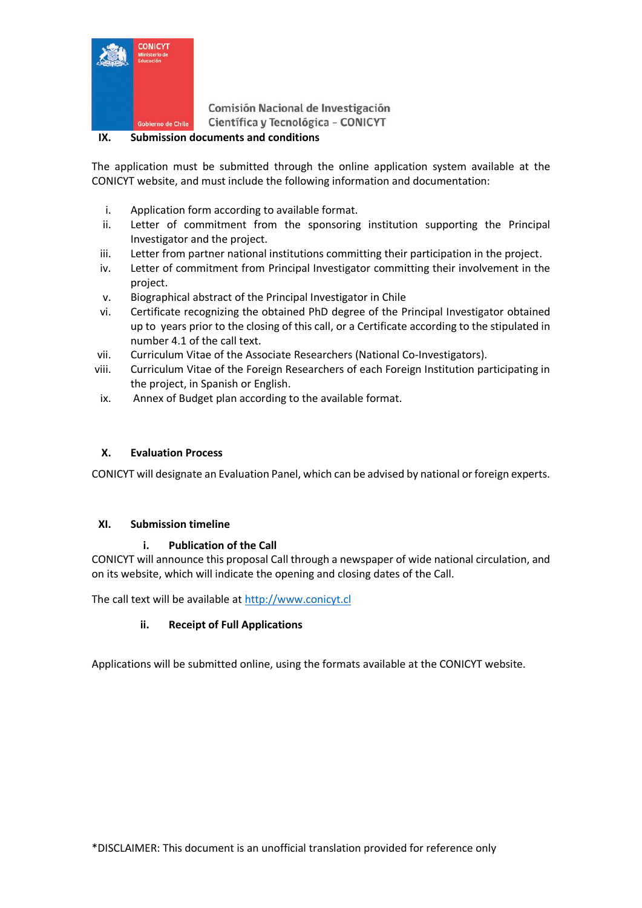Comisión Nacional de Investigación Científica y Tecnológica – CONICYT

## IX. Submission documents and conditions

The application must be submitted through the online application system available at the CONICYT website, and must include the following information and documentation:

i. Application form according to available format.
ii. Letter of commitment from the sponsoring institution supporting the Principal Investigator and the project.
iii. Letter from partner national institutions committing their participation in the project.
iv. Letter of commitment from Principal Investigator committing their involvement in the project.
v. Biographical abstract of the Principal Investigator in Chile
vi. Certificate recognizing the obtained PhD degree of the Principal Investigator obtained up to years prior to the closing of this call, or a Certificate according to the stipulated in number 4.1 of the call text.
vii. Curriculum Vitae of the Associate Researchers (National Co-Investigators).
viii. Curriculum Vitae of the Foreign Researchers of each Foreign Institution participating in the project, in Spanish or English.
ix. Annex of Budget plan according to the available format.

## X. Evaluation Process

CONICYT will designate an Evaluation Panel, which can be advised by national or foreign experts.

## XI. Submission timeline

### i. Publication of the Call

CONICYT will announce this proposal Call through a newspaper of wide national circulation, and on its website, which will indicate the opening and closing dates of the Call.

The call text will be available at http://www.conicyt.cl

### ii. Receipt of Full Applications

Applications will be submitted online, using the formats available at the CONICYT website.

*DISCLAIMER: This document is an unofficial translation provided for reference only